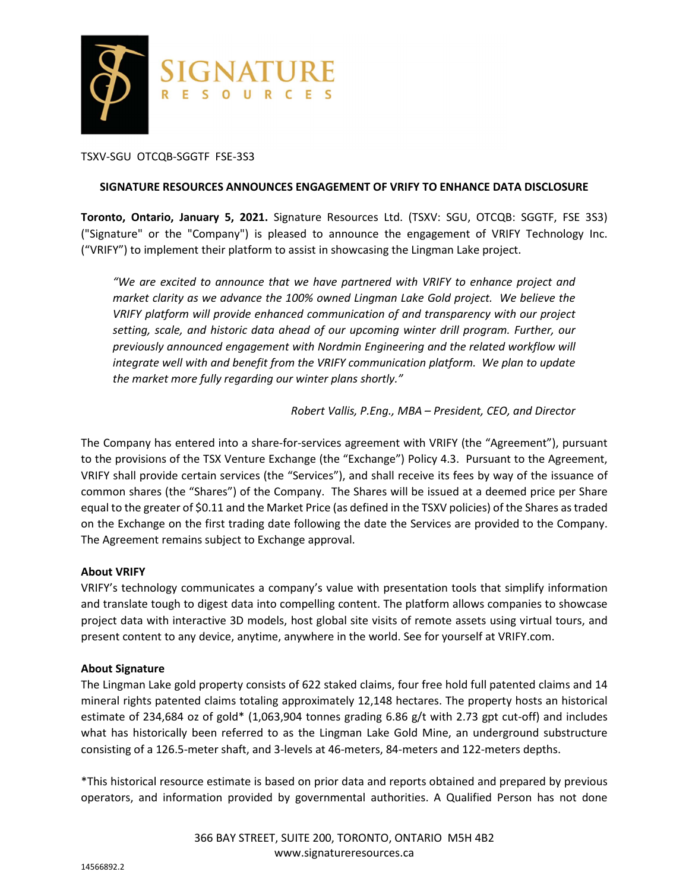# SIGNATURE RESOURCES

TSXV-SGU OTCQB-SGGTF FSE-3S3

## SIGNATURE RESOURCES ANNOUNCES ENGAGEMENT OF VRIFY TO ENHANCE DATA DISCLOSURE

**Toronto, Ontario, January 5, 2021.** Signature Resources Ltd. (TSXV: SGU, OTCQB: SGGTF, FSE 3S3) ("Signature" or the "Company") is pleased to announce the engagement of VRIFY Technology Inc. ("VRIFY") to implement their platform to assist in showcasing the Lingman Lake project.

> *"We are excited to announce that we have partnered with VRIFY to enhance project and market clarity as we advance the 100% owned Lingman Lake Gold project. We believe the VRIFY platform will provide enhanced communication of and transparency with our project setting, scale, and historic data ahead of our upcoming winter drill program. Further, our previously announced engagement with Nordmin Engineering and the related workflow will integrate well with and benefit from the VRIFY communication platform. We plan to update the market more fully regarding our winter plans shortly."*
>
> *Robert Vallis, P.Eng., MBA – President, CEO, and Director*

The Company has entered into a share-for-services agreement with VRIFY (the "Agreement"), pursuant to the provisions of the TSX Venture Exchange (the "Exchange") Policy 4.3. Pursuant to the Agreement, VRIFY shall provide certain services (the "Services"), and shall receive its fees by way of the issuance of common shares (the "Shares") of the Company. The Shares will be issued at a deemed price per Share equal to the greater of $0.11 and the Market Price (as defined in the TSXV policies) of the Shares as traded on the Exchange on the first trading date following the date the Services are provided to the Company. The Agreement remains subject to Exchange approval.

**About VRIFY**

VRIFY's technology communicates a company's value with presentation tools that simplify information and translate tough to digest data into compelling content. The platform allows companies to showcase project data with interactive 3D models, host global site visits of remote assets using virtual tours, and present content to any device, anytime, anywhere in the world. See for yourself at VRIFY.com.

**About Signature**

The Lingman Lake gold property consists of 622 staked claims, four free hold full patented claims and 14 mineral rights patented claims totaling approximately 12,148 hectares. The property hosts an historical estimate of 234,684 oz of gold* (1,063,904 tonnes grading 6.86 g/t with 2.73 gpt cut-off) and includes what has historically been referred to as the Lingman Lake Gold Mine, an underground substructure consisting of a 126.5-meter shaft, and 3-levels at 46-meters, 84-meters and 122-meters depths.

*This historical resource estimate is based on prior data and reports obtained and prepared by previous operators, and information provided by governmental authorities. A Qualified Person has not done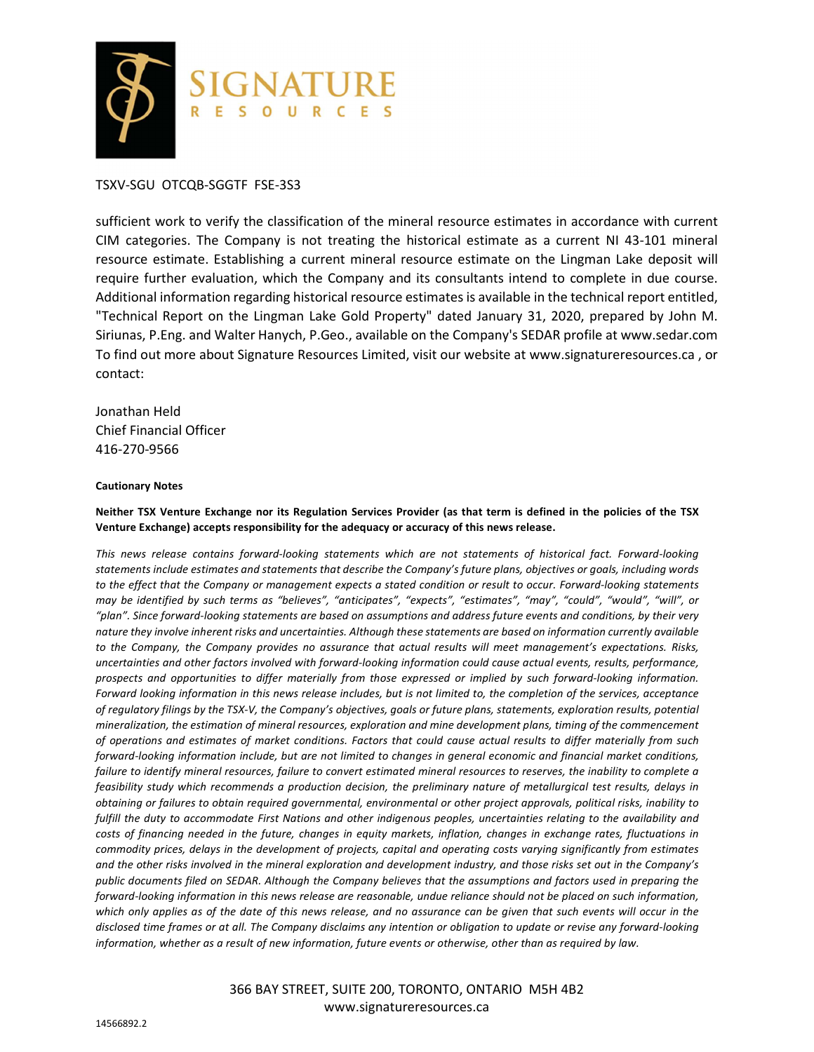TSXV-SGU OTCQB-SGGTF FSE-3S3

sufficient work to verify the classification of the mineral resource estimates in accordance with current CIM categories. The Company is not treating the historical estimate as a current NI 43-101 mineral resource estimate. Establishing a current mineral resource estimate on the Lingman Lake deposit will require further evaluation, which the Company and its consultants intend to complete in due course. Additional information regarding historical resource estimates is available in the technical report entitled, "Technical Report on the Lingman Lake Gold Property" dated January 31, 2020, prepared by John M. Siriunas, P.Eng. and Walter Hanych, P.Geo., available on the Company's SEDAR profile at www.sedar.com To find out more about Signature Resources Limited, visit our website at www.signatureresources.ca , or contact:

Jonathan Held
Chief Financial Officer
416-270-9566

**Cautionary Notes**

**Neither TSX Venture Exchange nor its Regulation Services Provider (as that term is defined in the policies of the TSX Venture Exchange) accepts responsibility for the adequacy or accuracy of this news release.**

*This news release contains forward-looking statements which are not statements of historical fact. Forward-looking statements include estimates and statements that describe the Company's future plans, objectives or goals, including words to the effect that the Company or management expects a stated condition or result to occur. Forward-looking statements may be identified by such terms as "believes", "anticipates", "expects", "estimates", "may", "could", "would", "will", or "plan". Since forward-looking statements are based on assumptions and address future events and conditions, by their very nature they involve inherent risks and uncertainties. Although these statements are based on information currently available to the Company, the Company provides no assurance that actual results will meet management's expectations. Risks, uncertainties and other factors involved with forward-looking information could cause actual events, results, performance, prospects and opportunities to differ materially from those expressed or implied by such forward-looking information. Forward looking information in this news release includes, but is not limited to, the completion of the services, acceptance of regulatory filings by the TSX-V, the Company's objectives, goals or future plans, statements, exploration results, potential mineralization, the estimation of mineral resources, exploration and mine development plans, timing of the commencement of operations and estimates of market conditions. Factors that could cause actual results to differ materially from such forward-looking information include, but are not limited to changes in general economic and financial market conditions, failure to identify mineral resources, failure to convert estimated mineral resources to reserves, the inability to complete a feasibility study which recommends a production decision, the preliminary nature of metallurgical test results, delays in obtaining or failures to obtain required governmental, environmental or other project approvals, political risks, inability to fulfill the duty to accommodate First Nations and other indigenous peoples, uncertainties relating to the availability and costs of financing needed in the future, changes in equity markets, inflation, changes in exchange rates, fluctuations in commodity prices, delays in the development of projects, capital and operating costs varying significantly from estimates and the other risks involved in the mineral exploration and development industry, and those risks set out in the Company's public documents filed on SEDAR. Although the Company believes that the assumptions and factors used in preparing the forward-looking information in this news release are reasonable, undue reliance should not be placed on such information, which only applies as of the date of this news release, and no assurance can be given that such events will occur in the disclosed time frames or at all. The Company disclaims any intention or obligation to update or revise any forward-looking information, whether as a result of new information, future events or otherwise, other than as required by law.*

366 BAY STREET, SUITE 200, TORONTO, ONTARIO M5H 4B2
www.signatureresources.ca

14566892.2